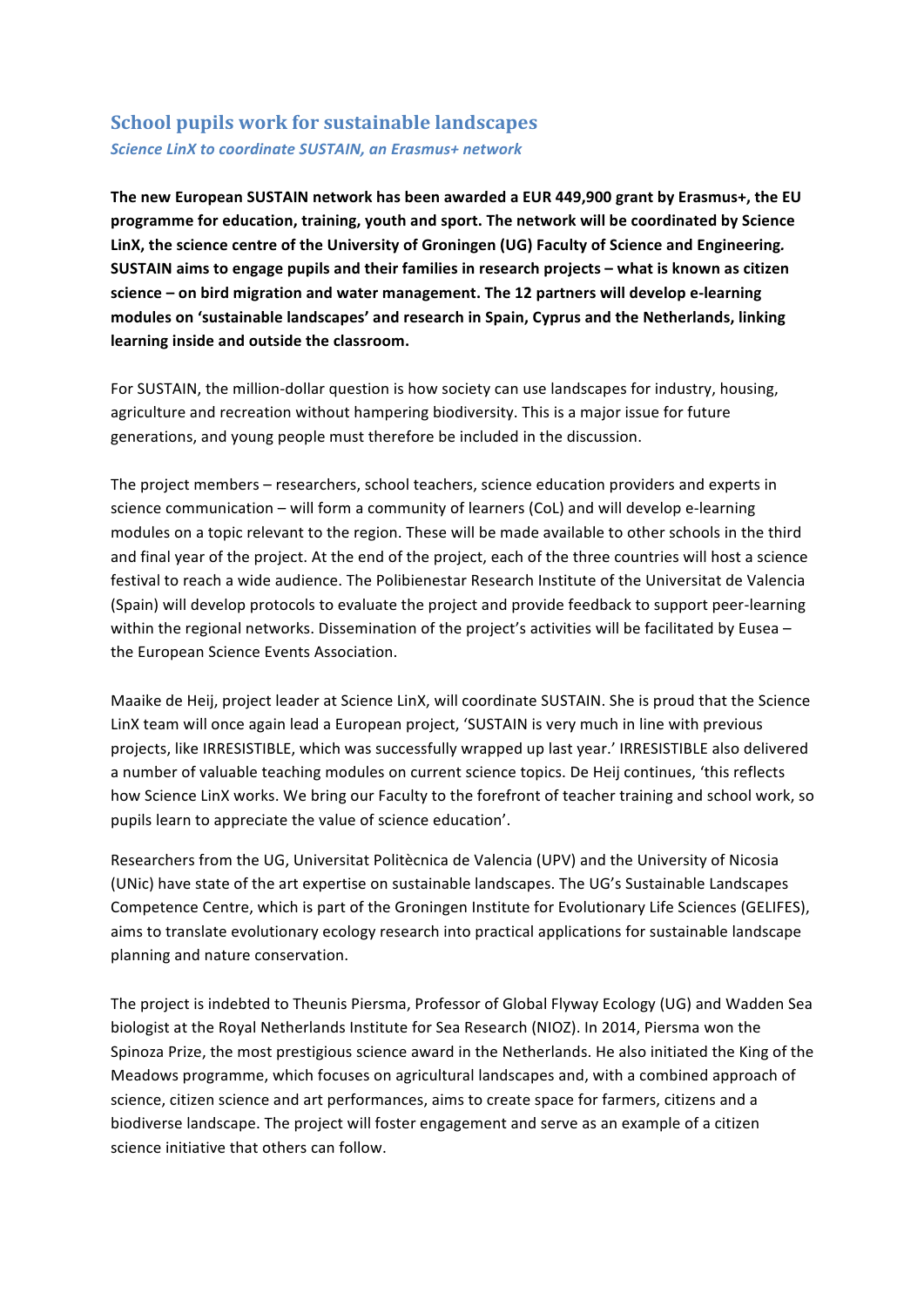# School pupils work for sustainable landscapes

*Science LinX to coordinate SUSTAIN, an Erasmus+ network*

**The new European SUSTAIN network has been awarded a EUR 449,900 grant by Erasmus+, the EU programme for education, training, youth and sport. The network will be coordinated by Science LinX, the science centre of the University of Groningen (UG) Faculty of Science and Engineering. SUSTAIN aims to engage pupils and their families in research projects – what is known as citizen science – on bird migration and water management. The 12 partners will develop e-learning modules on 'sustainable landscapes' and research in Spain, Cyprus and the Netherlands, linking learning inside and outside the classroom.**

For SUSTAIN, the million-dollar question is how society can use landscapes for industry, housing, agriculture and recreation without hampering biodiversity. This is a major issue for future generations, and young people must therefore be included in the discussion.

The project members – researchers, school teachers, science education providers and experts in science communication – will form a community of learners (CoL) and will develop e-learning modules on a topic relevant to the region. These will be made available to other schools in the third and final year of the project. At the end of the project, each of the three countries will host a science festival to reach a wide audience. The Polibienestar Research Institute of the Universitat de Valencia (Spain) will develop protocols to evaluate the project and provide feedback to support peer-learning within the regional networks. Dissemination of the project's activities will be facilitated by Eusea – the European Science Events Association.

Maaike de Heij, project leader at Science LinX, will coordinate SUSTAIN. She is proud that the Science LinX team will once again lead a European project, 'SUSTAIN is very much in line with previous projects, like IRRESISTIBLE, which was successfully wrapped up last year.' IRRESISTIBLE also delivered a number of valuable teaching modules on current science topics. De Heij continues, 'this reflects how Science LinX works. We bring our Faculty to the forefront of teacher training and school work, so pupils learn to appreciate the value of science education'.

Researchers from the UG, Universitat Politècnica de Valencia (UPV) and the University of Nicosia (UNic) have state of the art expertise on sustainable landscapes. The UG's Sustainable Landscapes Competence Centre, which is part of the Groningen Institute for Evolutionary Life Sciences (GELIFES), aims to translate evolutionary ecology research into practical applications for sustainable landscape planning and nature conservation.

The project is indebted to Theunis Piersma, Professor of Global Flyway Ecology (UG) and Wadden Sea biologist at the Royal Netherlands Institute for Sea Research (NIOZ). In 2014, Piersma won the Spinoza Prize, the most prestigious science award in the Netherlands. He also initiated the King of the Meadows programme, which focuses on agricultural landscapes and, with a combined approach of science, citizen science and art performances, aims to create space for farmers, citizens and a biodiverse landscape. The project will foster engagement and serve as an example of a citizen science initiative that others can follow.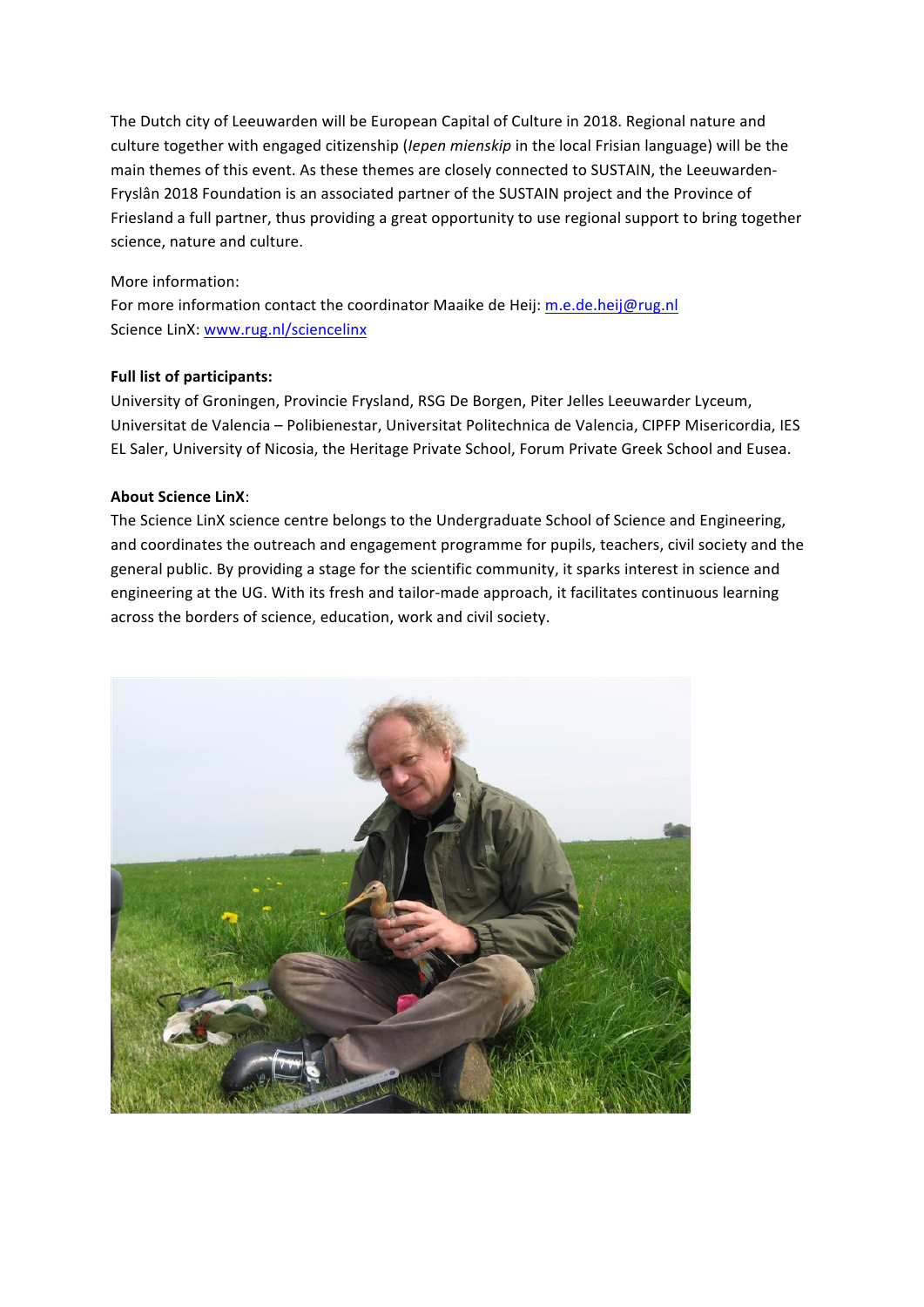The Dutch city of Leeuwarden will be European Capital of Culture in 2018. Regional nature and culture together with engaged citizenship (*Iepen mienskip* in the local Frisian language) will be the main themes of this event. As these themes are closely connected to SUSTAIN, the Leeuwarden-Fryslân 2018 Foundation is an associated partner of the SUSTAIN project and the Province of Friesland a full partner, thus providing a great opportunity to use regional support to bring together science, nature and culture.

More information:
For more information contact the coordinator Maaike de Heij: [m.e.de.heij@rug.nl](mailto:m.e.de.heij@rug.nl)
Science LinX: [www.rug.nl/sciencelinx](http://www.rug.nl/sciencelinx)

**Full list of participants:**
University of Groningen, Provincie Frysland, RSG De Borgen, Piter Jelles Leeuwarder Lyceum, Universitat de Valencia – Polibienestar, Universitat Politechnica de Valencia, CIPFP Misericordia, IES EL Saler, University of Nicosia, the Heritage Private School, Forum Private Greek School and Eusea.

**About Science LinX**:
The Science LinX science centre belongs to the Undergraduate School of Science and Engineering, and coordinates the outreach and engagement programme for pupils, teachers, civil society and the general public. By providing a stage for the scientific community, it sparks interest in science and engineering at the UG. With its fresh and tailor-made approach, it facilitates continuous learning across the borders of science, education, work and civil society.